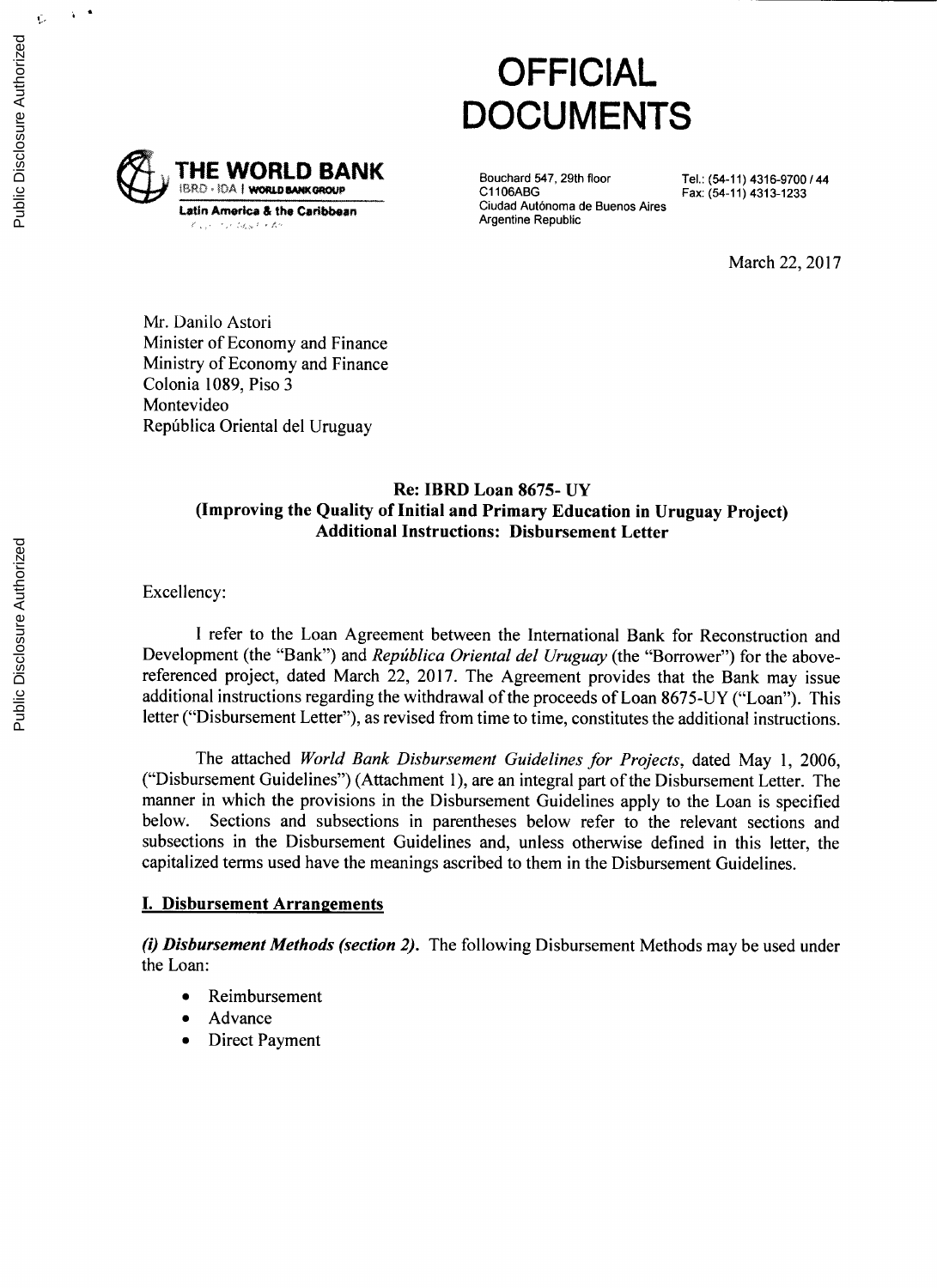# OFFICIAL DOCUMENTS

THE WORLD BANK
IBRD · IDA | WORLD BANK GROUP
Latin America & the Caribbean

Bouchard 547, 29th floor
C1106ABG
Ciudad Autónoma de Buenos Aires
Argentine Republic

Tel.: (54-11) 4316-9700 / 44
Fax: (54-11) 4313-1233

March 22, 2017

Mr. Danilo Astori
Minister of Economy and Finance
Ministry of Economy and Finance
Colonia 1089, Piso 3
Montevideo
República Oriental del Uruguay

**Re: IBRD Loan 8675- UY**
**(Improving the Quality of Initial and Primary Education in Uruguay Project)**
**Additional Instructions: Disbursement Letter**

Excellency:

I refer to the Loan Agreement between the International Bank for Reconstruction and Development (the "Bank") and *República Oriental del Uruguay* (the "Borrower") for the above-referenced project, dated March 22, 2017. The Agreement provides that the Bank may issue additional instructions regarding the withdrawal of the proceeds of Loan 8675-UY ("Loan"). This letter ("Disbursement Letter"), as revised from time to time, constitutes the additional instructions.

The attached *World Bank Disbursement Guidelines for Projects*, dated May 1, 2006, ("Disbursement Guidelines") (Attachment 1), are an integral part of the Disbursement Letter. The manner in which the provisions in the Disbursement Guidelines apply to the Loan is specified below. Sections and subsections in parentheses below refer to the relevant sections and subsections in the Disbursement Guidelines and, unless otherwise defined in this letter, the capitalized terms used have the meanings ascribed to them in the Disbursement Guidelines.

## I. Disbursement Arrangements

***(i) Disbursement Methods (section 2).*** The following Disbursement Methods may be used under the Loan:

- Reimbursement
- Advance
- Direct Payment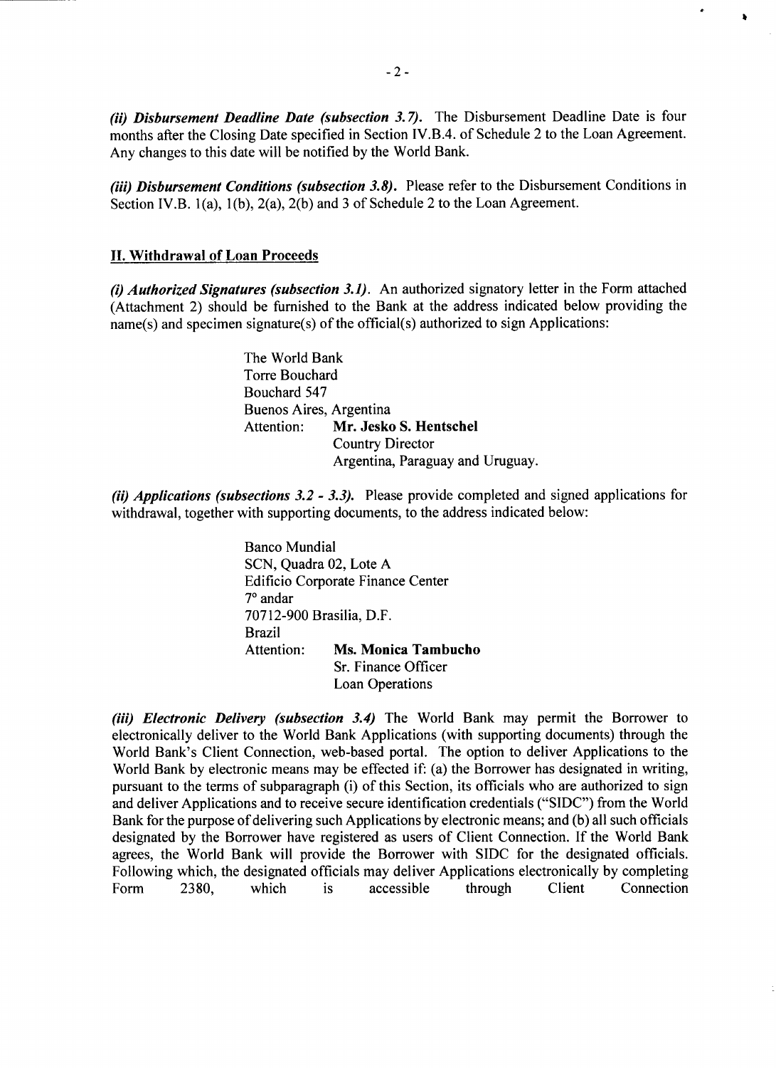*(ii) Disbursement Deadline Date (subsection 3.7).* The Disbursement Deadline Date is four months after the Closing Date specified in Section IV.B.4. of Schedule 2 to the Loan Agreement. Any changes to this date will be notified by the World Bank.

*(iii) Disbursement Conditions (subsection 3.8).* Please refer to the Disbursement Conditions in Section IV.B. 1(a), 1(b), 2(a), 2(b) and 3 of Schedule 2 to the Loan Agreement.

## II. Withdrawal of Loan Proceeds

*(i) Authorized Signatures (subsection 3.1).* An authorized signatory letter in the Form attached (Attachment 2) should be furnished to the Bank at the address indicated below providing the name(s) and specimen signature(s) of the official(s) authorized to sign Applications:

> The World Bank
> Torre Bouchard
> Bouchard 547
> Buenos Aires, Argentina
> Attention: **Mr. Jesko S. Hentschel**
> Country Director
> Argentina, Paraguay and Uruguay.

*(ii) Applications (subsections 3.2 - 3.3).* Please provide completed and signed applications for withdrawal, together with supporting documents, to the address indicated below:

> Banco Mundial
> SCN, Quadra 02, Lote A
> Edificio Corporate Finance Center
> 7° andar
> 70712-900 Brasilia, D.F.
> Brazil
> Attention: **Ms. Monica Tambucho**
> Sr. Finance Officer
> Loan Operations

*(iii) Electronic Delivery (subsection 3.4)* The World Bank may permit the Borrower to electronically deliver to the World Bank Applications (with supporting documents) through the World Bank's Client Connection, web-based portal. The option to deliver Applications to the World Bank by electronic means may be effected if: (a) the Borrower has designated in writing, pursuant to the terms of subparagraph (i) of this Section, its officials who are authorized to sign and deliver Applications and to receive secure identification credentials ("SIDC") from the World Bank for the purpose of delivering such Applications by electronic means; and (b) all such officials designated by the Borrower have registered as users of Client Connection. If the World Bank agrees, the World Bank will provide the Borrower with SIDC for the designated officials. Following which, the designated officials may deliver Applications electronically by completing Form 2380, which is accessible through Client Connection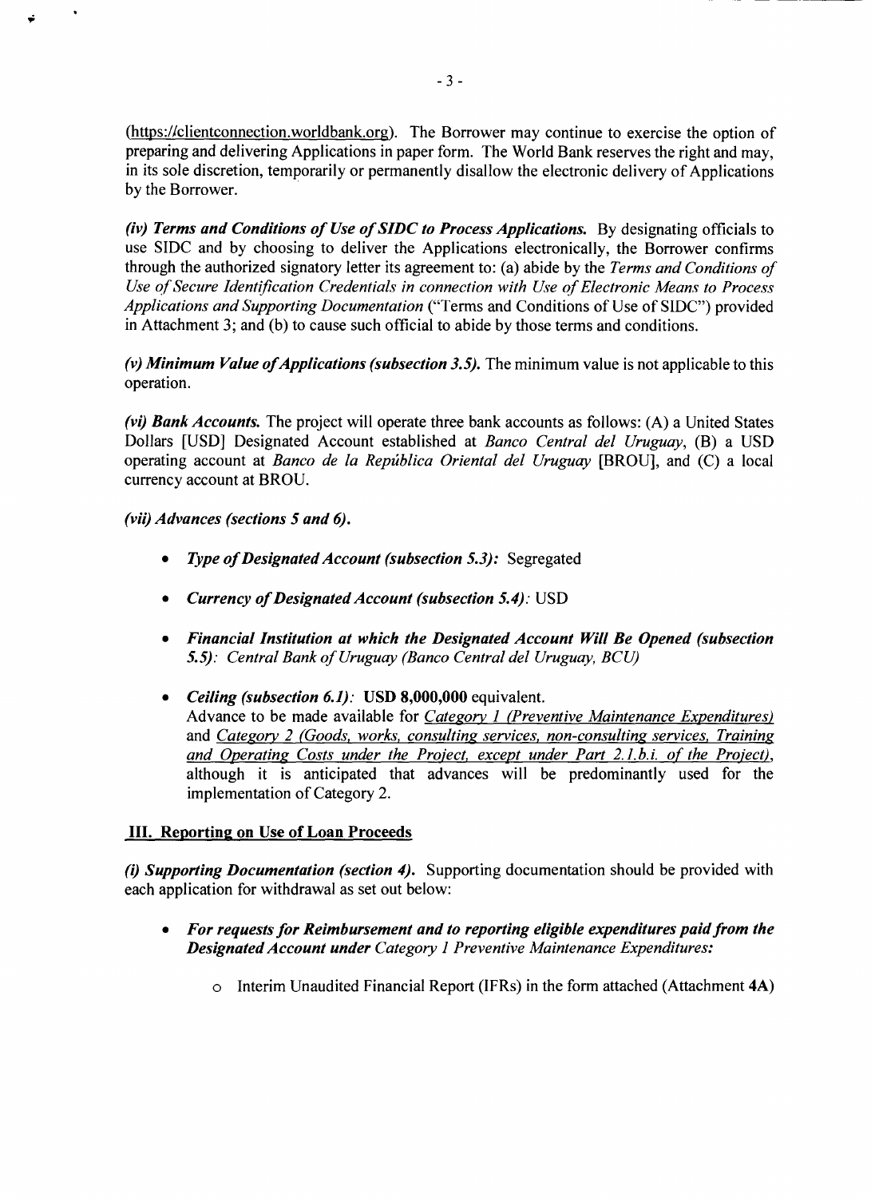(https://clientconnection.worldbank.org). The Borrower may continue to exercise the option of preparing and delivering Applications in paper form. The World Bank reserves the right and may, in its sole discretion, temporarily or permanently disallow the electronic delivery of Applications by the Borrower.

***(iv) Terms and Conditions of Use of SIDC to Process Applications.*** By designating officials to use SIDC and by choosing to deliver the Applications electronically, the Borrower confirms through the authorized signatory letter its agreement to: (a) abide by the *Terms and Conditions of Use of Secure Identification Credentials in connection with Use of Electronic Means to Process Applications and Supporting Documentation* ("Terms and Conditions of Use of SIDC") provided in Attachment 3; and (b) to cause such official to abide by those terms and conditions.

***(v) Minimum Value of Applications (subsection 3.5).*** The minimum value is not applicable to this operation.

***(vi) Bank Accounts.*** The project will operate three bank accounts as follows: (A) a United States Dollars [USD] Designated Account established at *Banco Central del Uruguay*, (B) a USD operating account at *Banco de la República Oriental del Uruguay* [BROU], and (C) a local currency account at BROU.

***(vii) Advances (sections 5 and 6).***

- ***Type of Designated Account (subsection 5.3):*** Segregated
- ***Currency of Designated Account (subsection 5.4):*** USD
- ***Financial Institution at which the Designated Account Will Be Opened (subsection 5.5):*** *Central Bank of Uruguay (Banco Central del Uruguay, BCU)*
- ***Ceiling (subsection 6.1):*** **USD 8,000,000** equivalent.
  Advance to be made available for *Category 1 (Preventive Maintenance Expenditures)* and *Category 2 (Goods, works, consulting services, non-consulting services, Training and Operating Costs under the Project, except under Part 2.1.b.i. of the Project)*, although it is anticipated that advances will be predominantly used for the implementation of Category 2.

## III. Reporting on Use of Loan Proceeds

***(i) Supporting Documentation (section 4).*** Supporting documentation should be provided with each application for withdrawal as set out below:

- ***For requests for Reimbursement and to reporting eligible expenditures paid from the Designated Account under*** *Category 1 Preventive Maintenance Expenditures:*
  - Interim Unaudited Financial Report (IFRs) in the form attached (Attachment **4A**)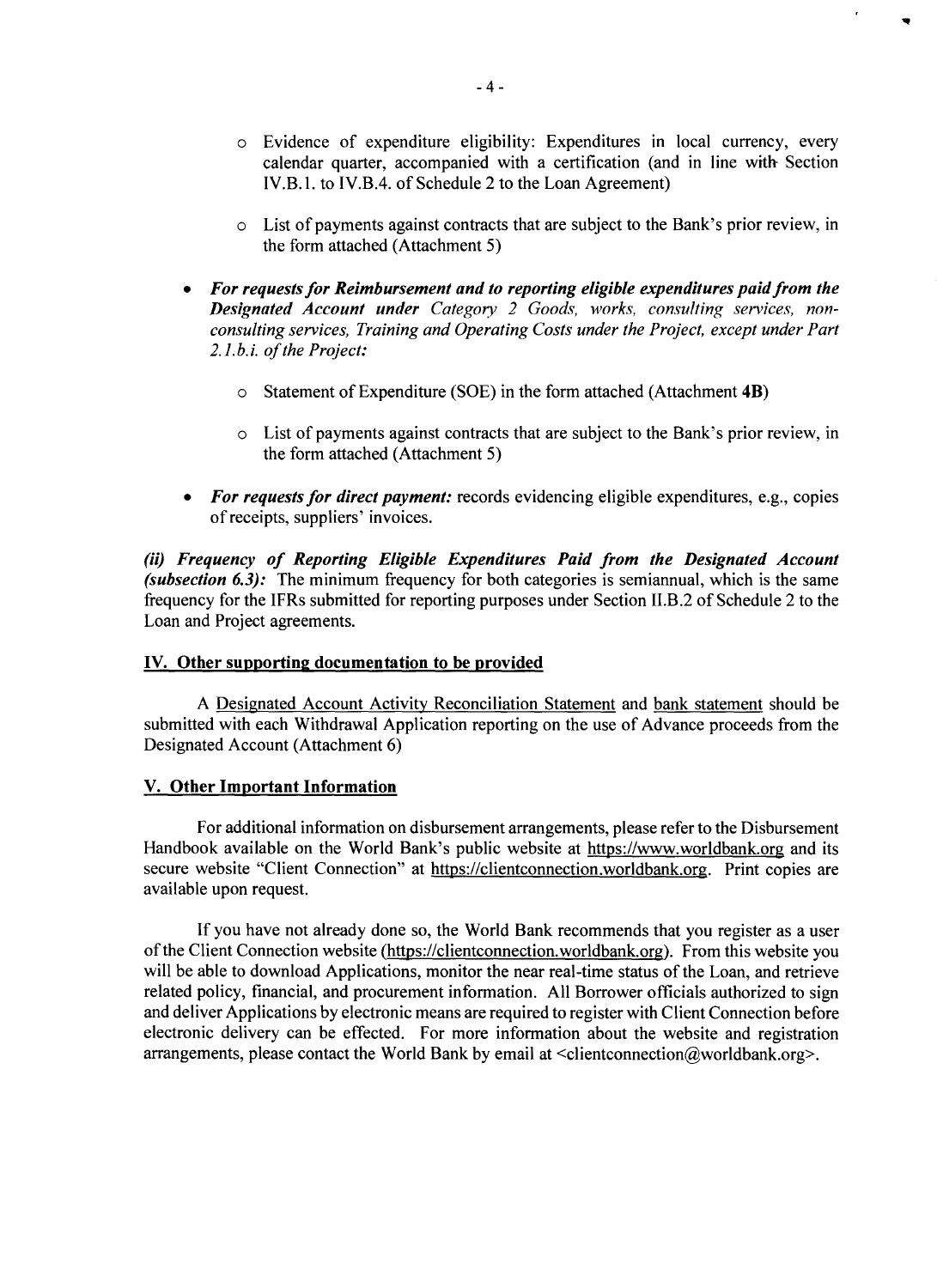- Evidence of expenditure eligibility: Expenditures in local currency, every calendar quarter, accompanied with a certification (and in line with Section IV.B.1. to IV.B.4. of Schedule 2 to the Loan Agreement)

  - List of payments against contracts that are subject to the Bank's prior review, in the form attached (Attachment 5)

- ***For requests for Reimbursement and to reporting eligible expenditures paid from the Designated Account under** Category 2 Goods, works, consulting services, non-consulting services, Training and Operating Costs under the Project, except under Part 2.1.b.i. of the Project:*

  - Statement of Expenditure (SOE) in the form attached (Attachment **4B**)

  - List of payments against contracts that are subject to the Bank's prior review, in the form attached (Attachment 5)

- ***For requests for direct payment:*** records evidencing eligible expenditures, e.g., copies of receipts, suppliers' invoices.

***(ii) Frequency of Reporting Eligible Expenditures Paid from the Designated Account (subsection 6.3):*** The minimum frequency for both categories is semiannual, which is the same frequency for the IFRs submitted for reporting purposes under Section II.B.2 of Schedule 2 to the Loan and Project agreements.

## IV. Other supporting documentation to be provided

A Designated Account Activity Reconciliation Statement and bank statement should be submitted with each Withdrawal Application reporting on the use of Advance proceeds from the Designated Account (Attachment 6)

## V. Other Important Information

For additional information on disbursement arrangements, please refer to the Disbursement Handbook available on the World Bank's public website at https://www.worldbank.org and its secure website "Client Connection" at https://clientconnection.worldbank.org. Print copies are available upon request.

If you have not already done so, the World Bank recommends that you register as a user of the Client Connection website (https://clientconnection.worldbank.org). From this website you will be able to download Applications, monitor the near real-time status of the Loan, and retrieve related policy, financial, and procurement information. All Borrower officials authorized to sign and deliver Applications by electronic means are required to register with Client Connection before electronic delivery can be effected. For more information about the website and registration arrangements, please contact the World Bank by email at <clientconnection@worldbank.org>.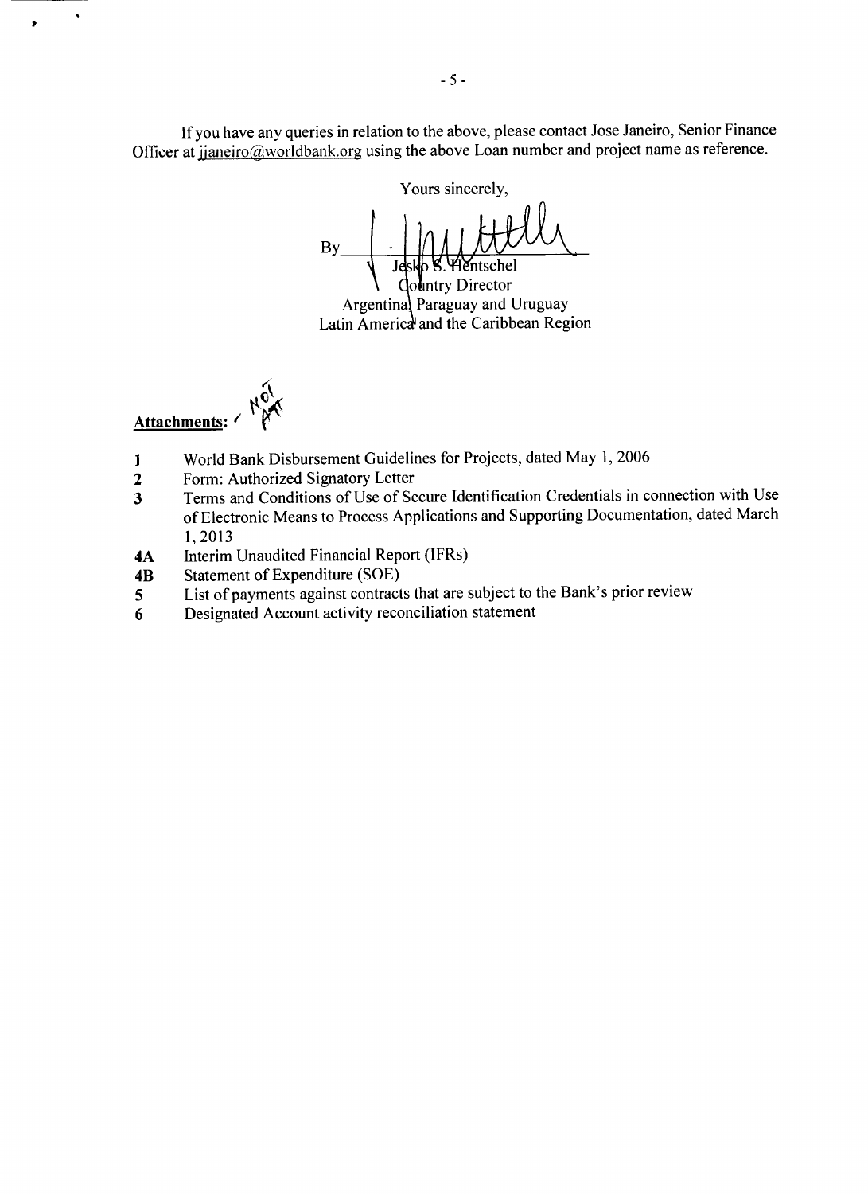If you have any queries in relation to the above, please contact Jose Janeiro, Senior Finance Officer at jjaneiro@worldbank.org using the above Loan number and project name as reference.

Yours sincerely,

By

Jesko S. Hentschel
Country Director
Argentina, Paraguay and Uruguay
Latin America and the Caribbean Region

**Attachments:** NOT ATT

1. World Bank Disbursement Guidelines for Projects, dated May 1, 2006
2. Form: Authorized Signatory Letter
3. Terms and Conditions of Use of Secure Identification Credentials in connection with Use of Electronic Means to Process Applications and Supporting Documentation, dated March 1, 2013

**4A** Interim Unaudited Financial Report (IFRs)
**4B** Statement of Expenditure (SOE)
**5** List of payments against contracts that are subject to the Bank's prior review
**6** Designated Account activity reconciliation statement